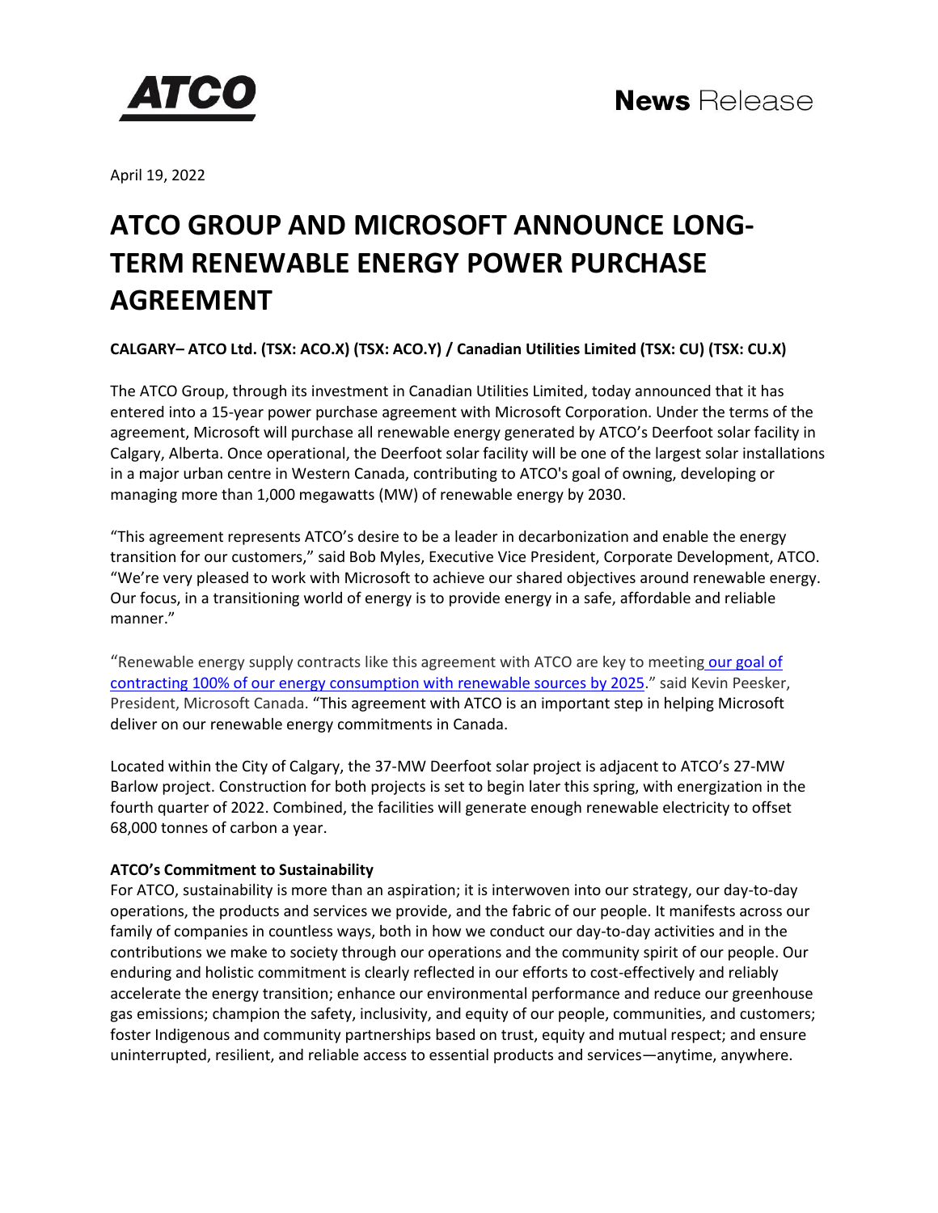ATCO

**News** Release

April 19, 2022

# ATCO GROUP AND MICROSOFT ANNOUNCE LONG-TERM RENEWABLE ENERGY POWER PURCHASE AGREEMENT

**CALGARY– ATCO Ltd. (TSX: ACO.X) (TSX: ACO.Y) / Canadian Utilities Limited (TSX: CU) (TSX: CU.X)**

The ATCO Group, through its investment in Canadian Utilities Limited, today announced that it has entered into a 15-year power purchase agreement with Microsoft Corporation. Under the terms of the agreement, Microsoft will purchase all renewable energy generated by ATCO's Deerfoot solar facility in Calgary, Alberta. Once operational, the Deerfoot solar facility will be one of the largest solar installations in a major urban centre in Western Canada, contributing to ATCO's goal of owning, developing or managing more than 1,000 megawatts (MW) of renewable energy by 2030.

"This agreement represents ATCO's desire to be a leader in decarbonization and enable the energy transition for our customers," said Bob Myles, Executive Vice President, Corporate Development, ATCO. "We're very pleased to work with Microsoft to achieve our shared objectives around renewable energy. Our focus, in a transitioning world of energy is to provide energy in a safe, affordable and reliable manner."

"Renewable energy supply contracts like this agreement with ATCO are key to meeting our goal of contracting 100% of our energy consumption with renewable sources by 2025." said Kevin Peesker, President, Microsoft Canada. "This agreement with ATCO is an important step in helping Microsoft deliver on our renewable energy commitments in Canada.

Located within the City of Calgary, the 37-MW Deerfoot solar project is adjacent to ATCO's 27-MW Barlow project. Construction for both projects is set to begin later this spring, with energization in the fourth quarter of 2022. Combined, the facilities will generate enough renewable electricity to offset 68,000 tonnes of carbon a year.

**ATCO's Commitment to Sustainability**

For ATCO, sustainability is more than an aspiration; it is interwoven into our strategy, our day-to-day operations, the products and services we provide, and the fabric of our people. It manifests across our family of companies in countless ways, both in how we conduct our day-to-day activities and in the contributions we make to society through our operations and the community spirit of our people. Our enduring and holistic commitment is clearly reflected in our efforts to cost-effectively and reliably accelerate the energy transition; enhance our environmental performance and reduce our greenhouse gas emissions; champion the safety, inclusivity, and equity of our people, communities, and customers; foster Indigenous and community partnerships based on trust, equity and mutual respect; and ensure uninterrupted, resilient, and reliable access to essential products and services—anytime, anywhere.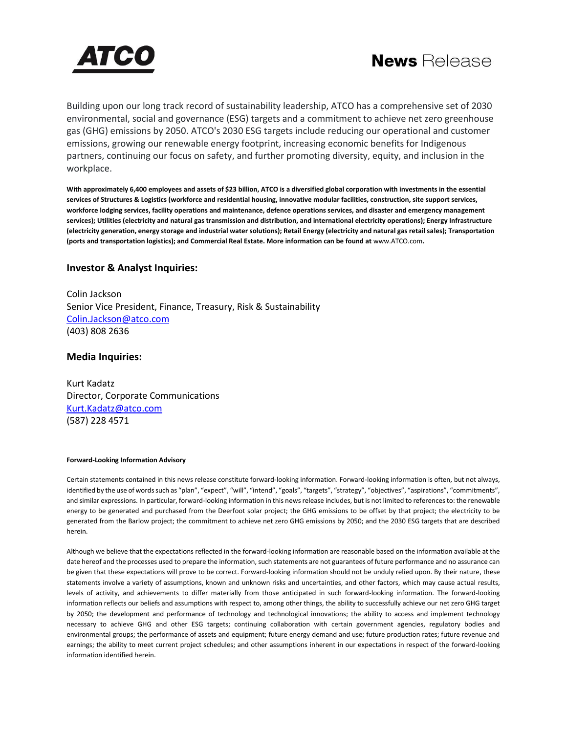Building upon our long track record of sustainability leadership, ATCO has a comprehensive set of 2030 environmental, social and governance (ESG) targets and a commitment to achieve net zero greenhouse gas (GHG) emissions by 2050. ATCO's 2030 ESG targets include reducing our operational and customer emissions, growing our renewable energy footprint, increasing economic benefits for Indigenous partners, continuing our focus on safety, and further promoting diversity, equity, and inclusion in the workplace.

**With approximately 6,400 employees and assets of $23 billion, ATCO is a diversified global corporation with investments in the essential services of Structures & Logistics (workforce and residential housing, innovative modular facilities, construction, site support services, workforce lodging services, facility operations and maintenance, defence operations services, and disaster and emergency management services); Utilities (electricity and natural gas transmission and distribution, and international electricity operations); Energy Infrastructure (electricity generation, energy storage and industrial water solutions); Retail Energy (electricity and natural gas retail sales); Transportation (ports and transportation logistics); and Commercial Real Estate. More information can be found at** www.ATCO.com**.**

## Investor & Analyst Inquiries:

Colin Jackson
Senior Vice President, Finance, Treasury, Risk & Sustainability
Colin.Jackson@atco.com
(403) 808 2636

## Media Inquiries:

Kurt Kadatz
Director, Corporate Communications
Kurt.Kadatz@atco.com
(587) 228 4571

**Forward-Looking Information Advisory**

Certain statements contained in this news release constitute forward-looking information. Forward-looking information is often, but not always, identified by the use of words such as "plan", "expect", "will", "intend", "goals", "targets", "strategy", "objectives", "aspirations", "commitments", and similar expressions. In particular, forward-looking information in this news release includes, but is not limited to references to: the renewable energy to be generated and purchased from the Deerfoot solar project; the GHG emissions to be offset by that project; the electricity to be generated from the Barlow project; the commitment to achieve net zero GHG emissions by 2050; and the 2030 ESG targets that are described herein.

Although we believe that the expectations reflected in the forward-looking information are reasonable based on the information available at the date hereof and the processes used to prepare the information, such statements are not guarantees of future performance and no assurance can be given that these expectations will prove to be correct. Forward-looking information should not be unduly relied upon. By their nature, these statements involve a variety of assumptions, known and unknown risks and uncertainties, and other factors, which may cause actual results, levels of activity, and achievements to differ materially from those anticipated in such forward-looking information. The forward-looking information reflects our beliefs and assumptions with respect to, among other things, the ability to successfully achieve our net zero GHG target by 2050; the development and performance of technology and technological innovations; the ability to access and implement technology necessary to achieve GHG and other ESG targets; continuing collaboration with certain government agencies, regulatory bodies and environmental groups; the performance of assets and equipment; future energy demand and use; future production rates; future revenue and earnings; the ability to meet current project schedules; and other assumptions inherent in our expectations in respect of the forward-looking information identified herein.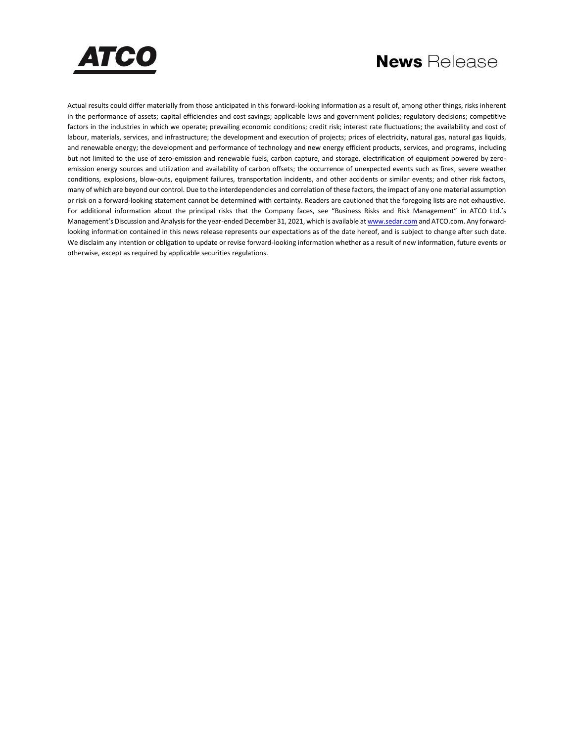Actual results could differ materially from those anticipated in this forward-looking information as a result of, among other things, risks inherent in the performance of assets; capital efficiencies and cost savings; applicable laws and government policies; regulatory decisions; competitive factors in the industries in which we operate; prevailing economic conditions; credit risk; interest rate fluctuations; the availability and cost of labour, materials, services, and infrastructure; the development and execution of projects; prices of electricity, natural gas, natural gas liquids, and renewable energy; the development and performance of technology and new energy efficient products, services, and programs, including but not limited to the use of zero-emission and renewable fuels, carbon capture, and storage, electrification of equipment powered by zero-emission energy sources and utilization and availability of carbon offsets; the occurrence of unexpected events such as fires, severe weather conditions, explosions, blow-outs, equipment failures, transportation incidents, and other accidents or similar events; and other risk factors, many of which are beyond our control. Due to the interdependencies and correlation of these factors, the impact of any one material assumption or risk on a forward-looking statement cannot be determined with certainty. Readers are cautioned that the foregoing lists are not exhaustive. For additional information about the principal risks that the Company faces, see "Business Risks and Risk Management" in ATCO Ltd.'s Management's Discussion and Analysis for the year-ended December 31, 2021, which is available at www.sedar.com and ATCO.com. Any forward-looking information contained in this news release represents our expectations as of the date hereof, and is subject to change after such date. We disclaim any intention or obligation to update or revise forward-looking information whether as a result of new information, future events or otherwise, except as required by applicable securities regulations.